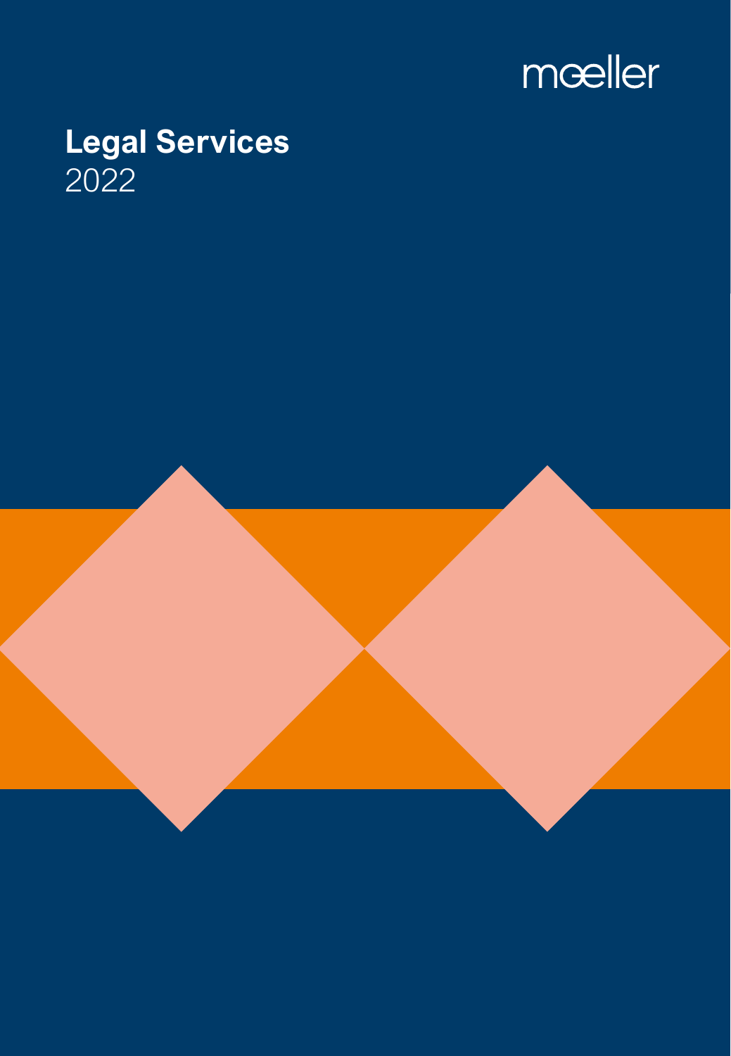mœller

# Legal Services

2022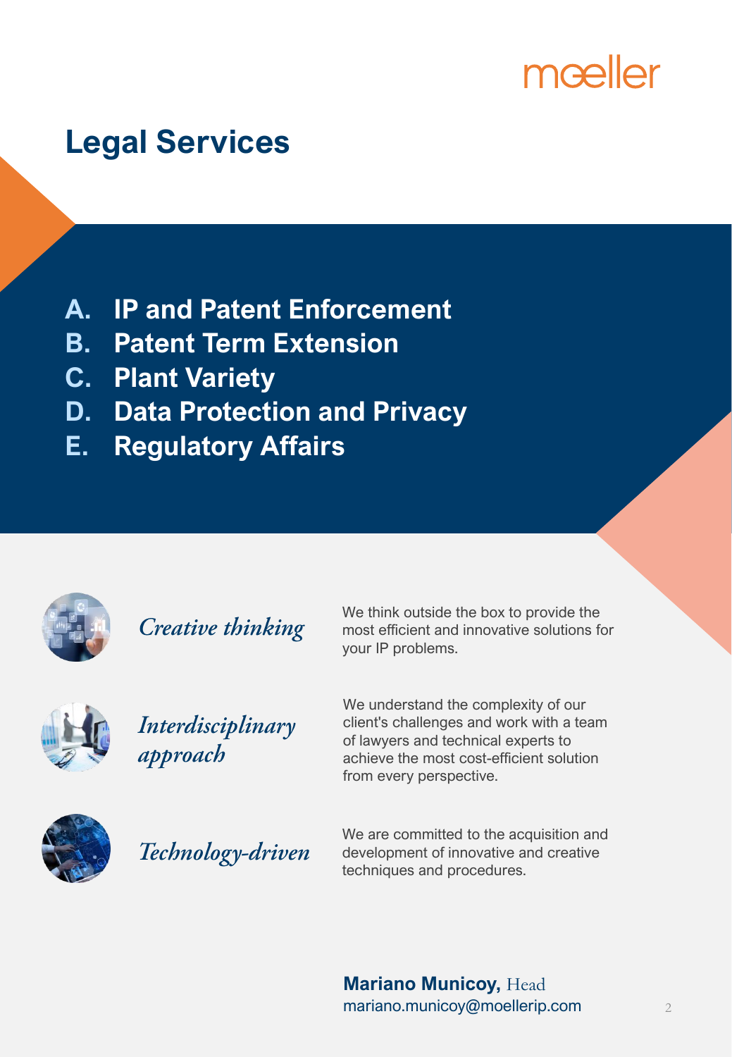moeller

# Legal Services

- **A. IP and Patent Enforcement**
- **B. Patent Term Extension**
- **C. Plant Variety**
- **D. Data Protection and Privacy**
- **E. Regulatory Affairs**

*Creative thinking*

We think outside the box to provide the most efficient and innovative solutions for your IP problems.

*Interdisciplinary approach*

We understand the complexity of our client's challenges and work with a team of lawyers and technical experts to achieve the most cost-efficient solution from every perspective.

*Technology-driven*

We are committed to the acquisition and development of innovative and creative techniques and procedures.

**Mariano Municoy,** Head
mariano.municoy@moellerip.com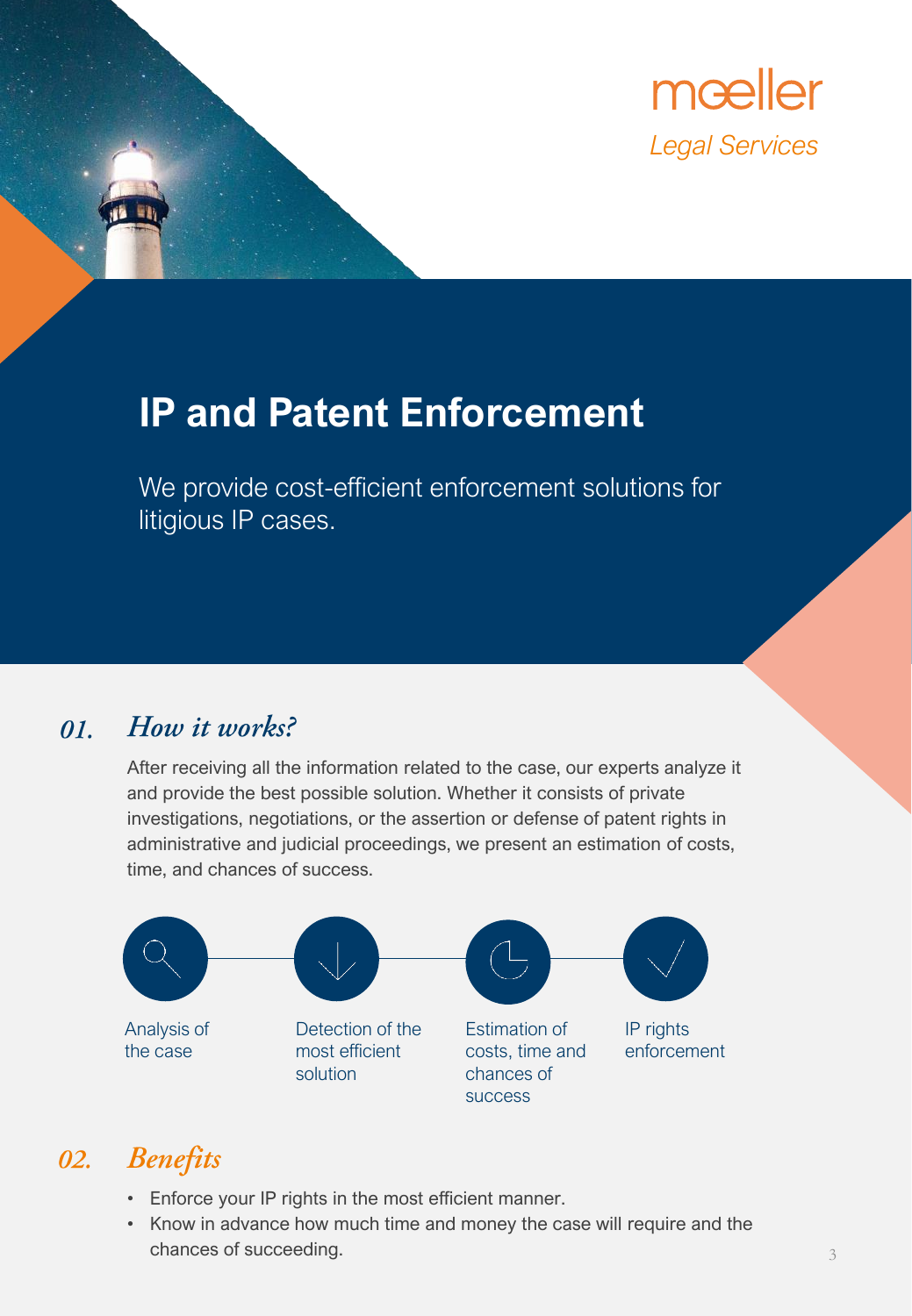mœller

*Legal Services*

# IP and Patent Enforcement

We provide cost-efficient enforcement solutions for litigious IP cases.

## *01. How it works?*

After receiving all the information related to the case, our experts analyze it and provide the best possible solution. Whether it consists of private investigations, negotiations, or the assertion or defense of patent rights in administrative and judicial proceedings, we present an estimation of costs, time, and chances of success.

- Analysis of the case
- Detection of the most efficient solution
- Estimation of costs, time and chances of success
- IP rights enforcement

## *02. Benefits*

- Enforce your IP rights in the most efficient manner.
- Know in advance how much time and money the case will require and the chances of succeeding.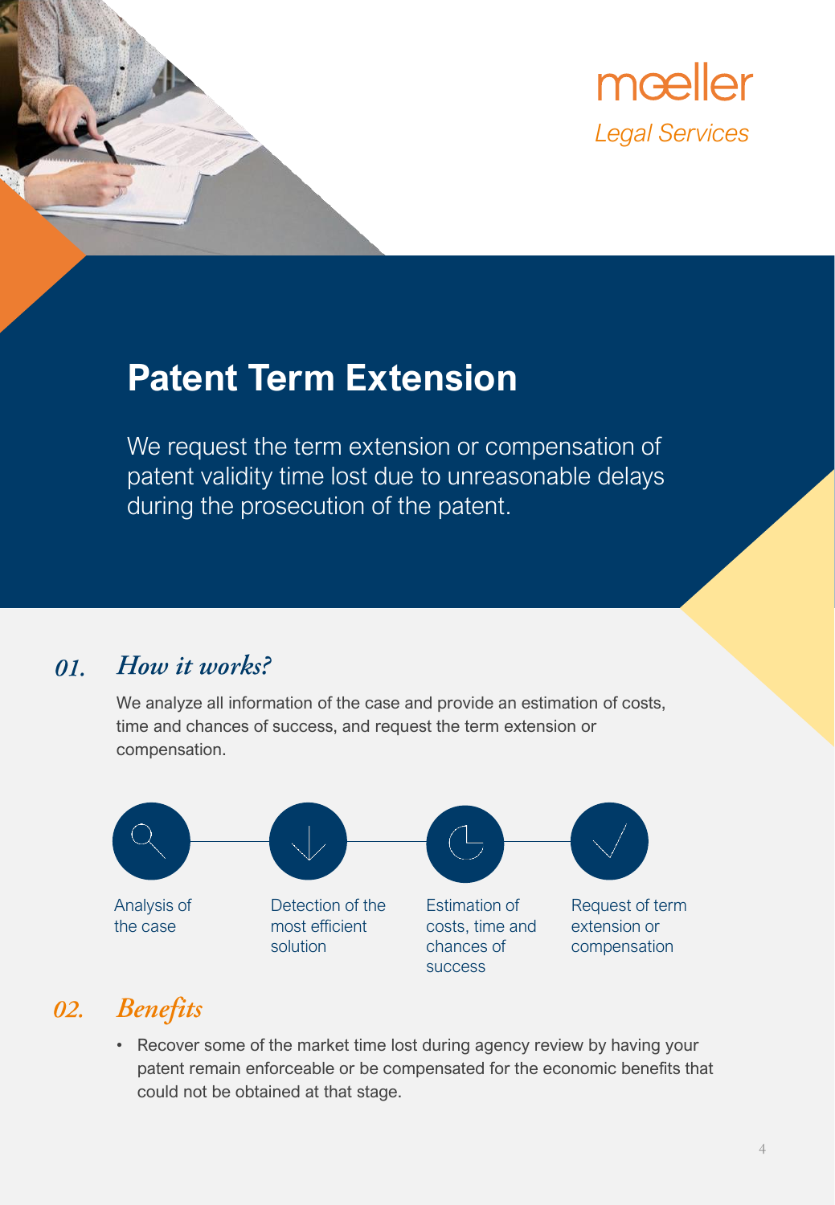moeller
*Legal Services*

# Patent Term Extension

We request the term extension or compensation of patent validity time lost due to unreasonable delays during the prosecution of the patent.

## *01. How it works?*

We analyze all information of the case and provide an estimation of costs, time and chances of success, and request the term extension or compensation.

- Analysis of the case
- Detection of the most efficient solution
- Estimation of costs, time and chances of success
- Request of term extension or compensation

## *02. Benefits*

- Recover some of the market time lost during agency review by having your patent remain enforceable or be compensated for the economic benefits that could not be obtained at that stage.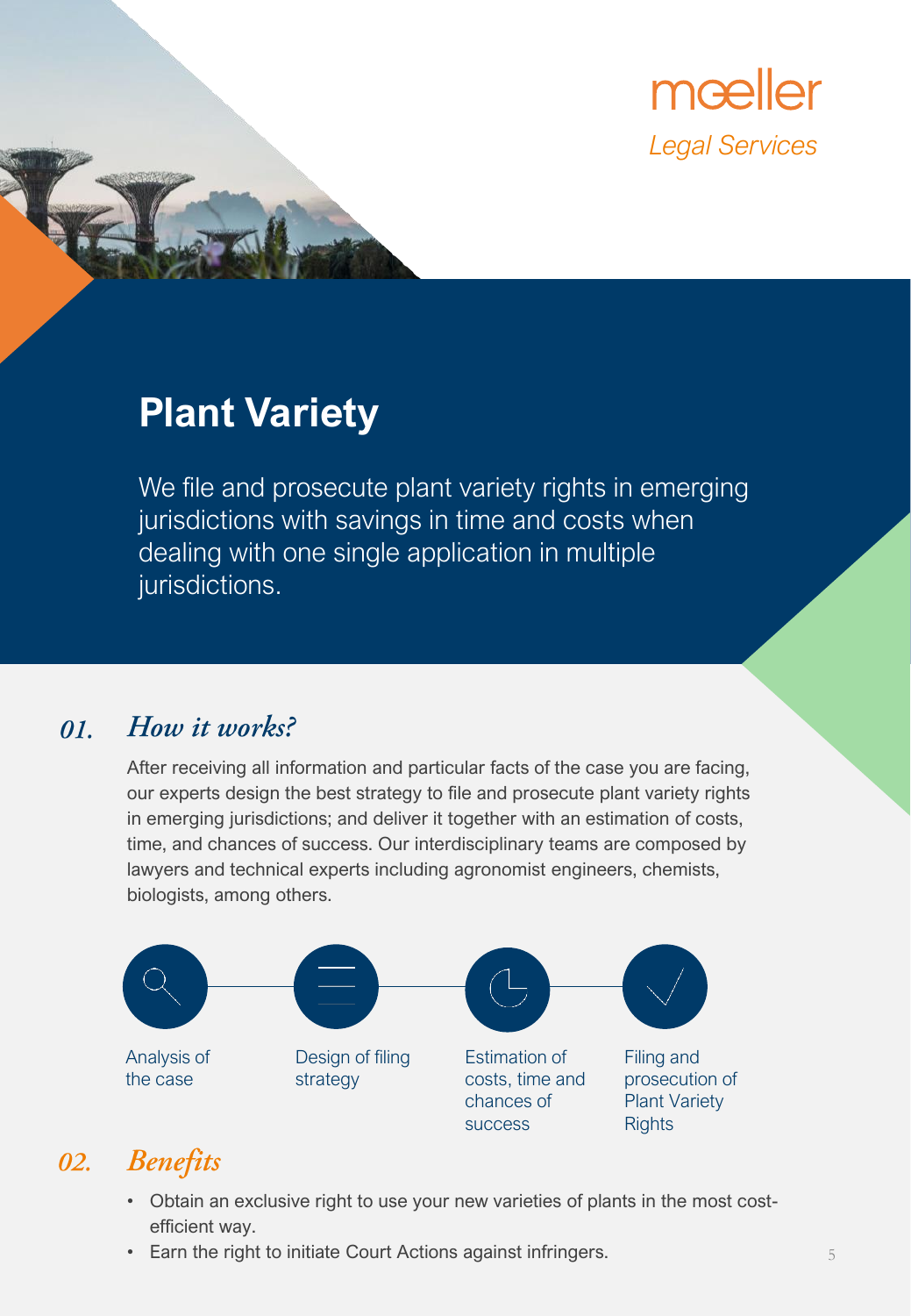moeller
*Legal Services*

# Plant Variety

We file and prosecute plant variety rights in emerging jurisdictions with savings in time and costs when dealing with one single application in multiple jurisdictions.

## *01. How it works?*

After receiving all information and particular facts of the case you are facing, our experts design the best strategy to file and prosecute plant variety rights in emerging jurisdictions; and deliver it together with an estimation of costs, time, and chances of success. Our interdisciplinary teams are composed by lawyers and technical experts including agronomist engineers, chemists, biologists, among others.

- Analysis of the case
- Design of filing strategy
- Estimation of costs, time and chances of success
- Filing and prosecution of Plant Variety Rights

## *02. Benefits*

- Obtain an exclusive right to use your new varieties of plants in the most cost-efficient way.
- Earn the right to initiate Court Actions against infringers.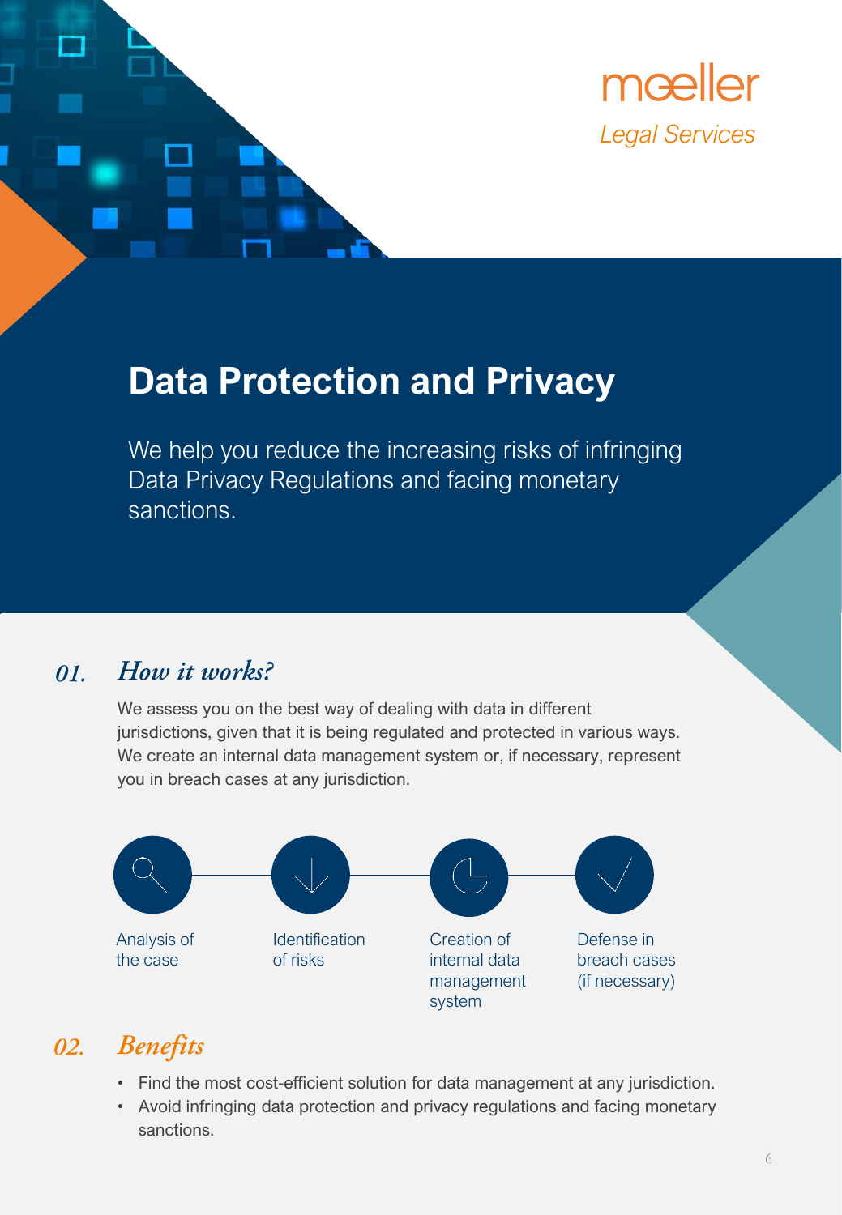moeller

*Legal Services*

# Data Protection and Privacy

We help you reduce the increasing risks of infringing Data Privacy Regulations and facing monetary sanctions.

## *01. How it works?*

We assess you on the best way of dealing with data in different jurisdictions, given that it is being regulated and protected in various ways. We create an internal data management system or, if necessary, represent you in breach cases at any jurisdiction.

- Analysis of the case
- Identification of risks
- Creation of internal data management system
- Defense in breach cases (if necessary)

## *02. Benefits*

- Find the most cost-efficient solution for data management at any jurisdiction.
- Avoid infringing data protection and privacy regulations and facing monetary sanctions.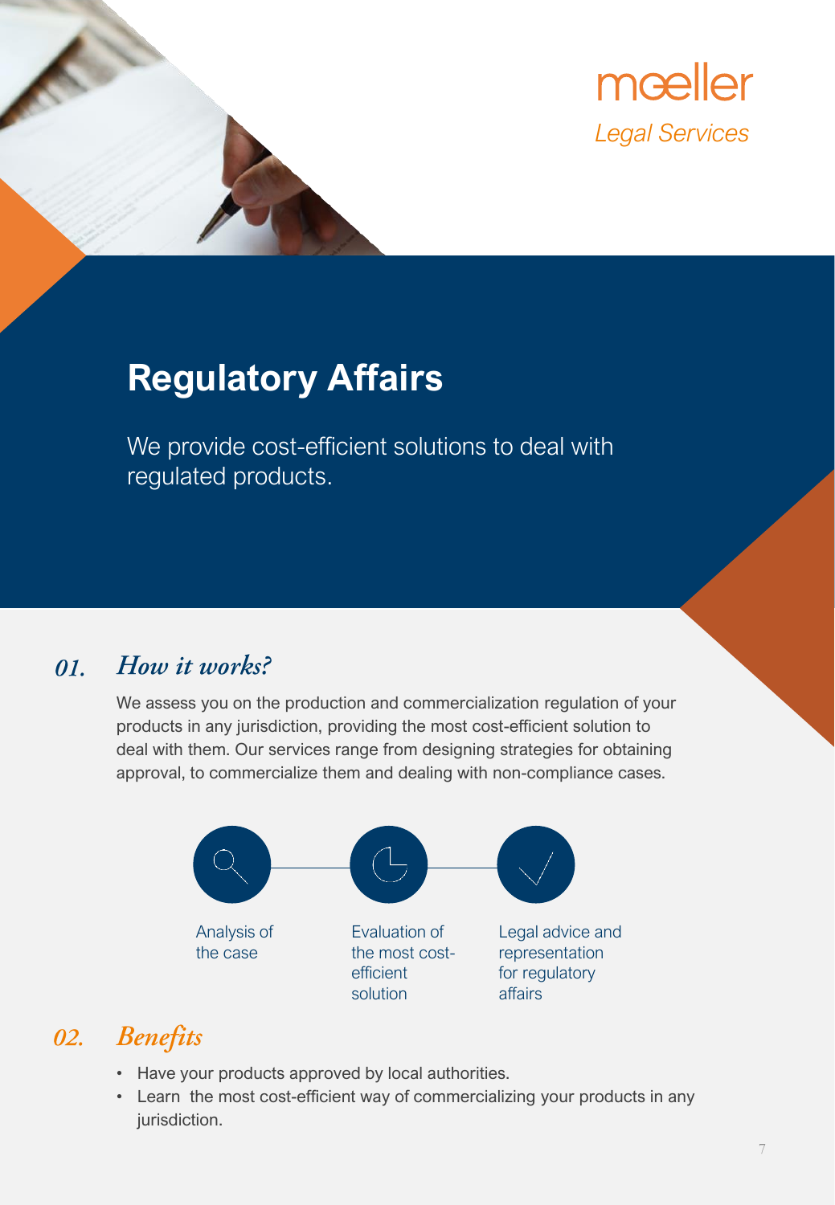mœller

*Legal Services*

# Regulatory Affairs

We provide cost-efficient solutions to deal with regulated products.

## *01. How it works?*

We assess you on the production and commercialization regulation of your products in any jurisdiction, providing the most cost-efficient solution to deal with them. Our services range from designing strategies for obtaining approval, to commercialize them and dealing with non-compliance cases.

- Analysis of the case
- Evaluation of the most cost-efficient solution
- Legal advice and representation for regulatory affairs

## *02. Benefits*

- Have your products approved by local authorities.
- Learn the most cost-efficient way of commercializing your products in any jurisdiction.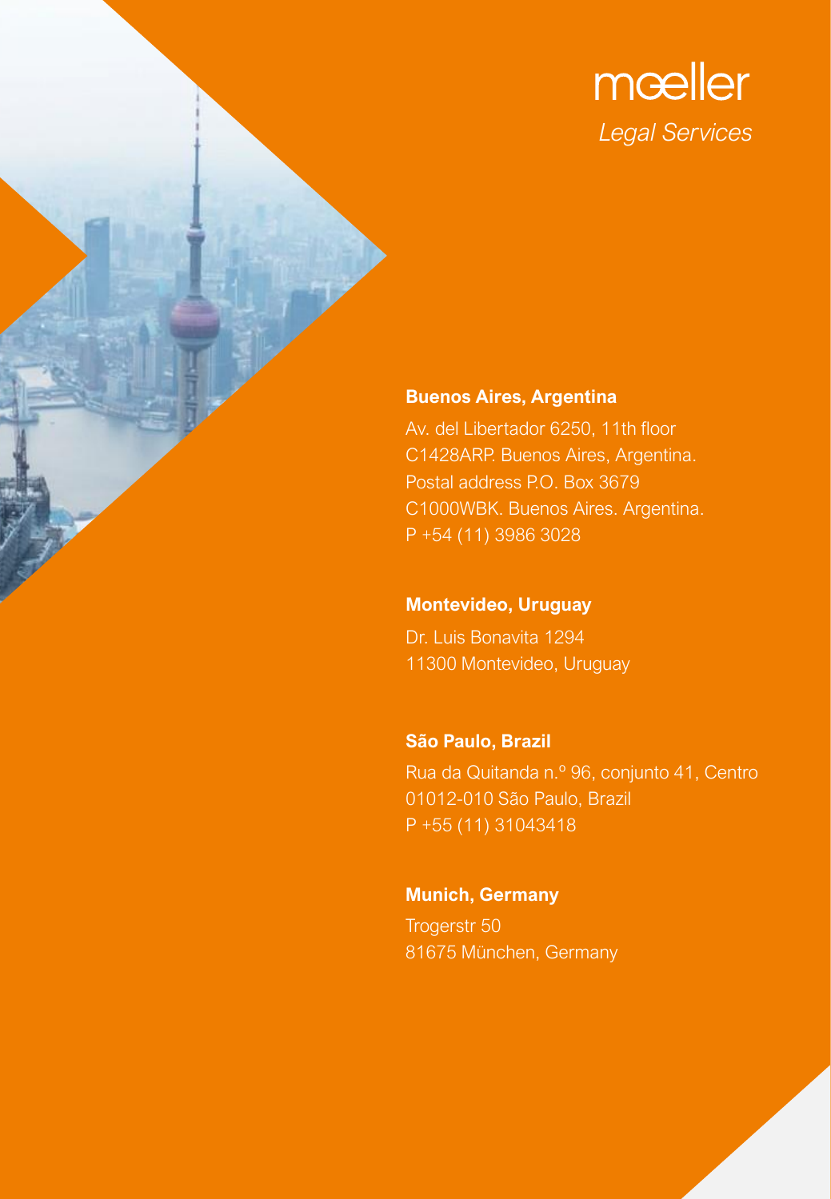mœller

*Legal Services*

**Buenos Aires, Argentina**

Av. del Libertador 6250, 11th floor
C1428ARP. Buenos Aires, Argentina.
Postal address P.O. Box 3679
C1000WBK. Buenos Aires. Argentina.
P +54 (11) 3986 3028

**Montevideo, Uruguay**

Dr. Luis Bonavita 1294
11300 Montevideo, Uruguay

**São Paulo, Brazil**

Rua da Quitanda n.º 96, conjunto 41, Centro
01012-010 São Paulo, Brazil
P +55 (11) 31043418

**Munich, Germany**

Trogerstr 50
81675 München, Germany